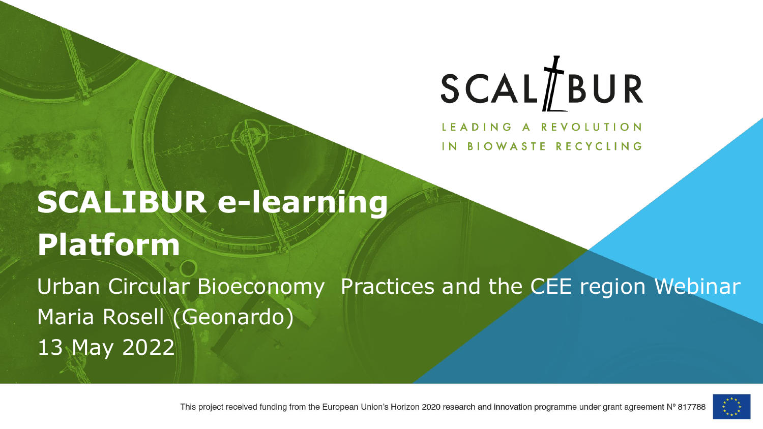SCALIBUR

LEADING A REVOLUTION IN BIOWASTE RECYCLING

# SCALIBUR e-learning Platform

Urban Circular Bioeconomy  Practices and the CEE region Webinar

Maria Rosell (Geonardo)

13 May 2022

This project received funding from the European Union's Horizon 2020 research and innovation programme under grant agreement N° 817788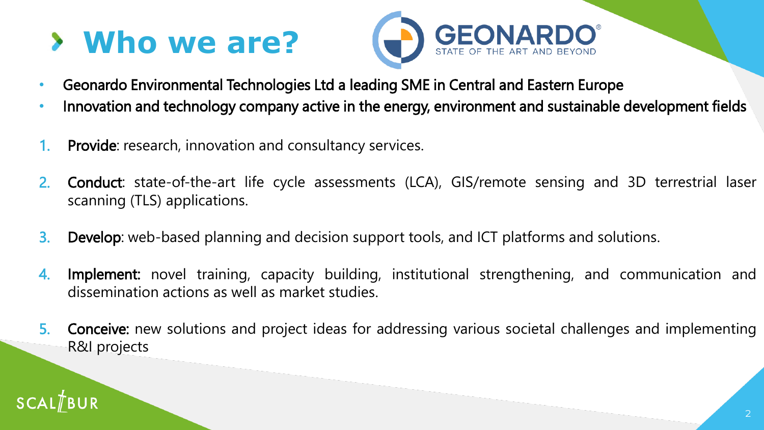# Who we are?

GEONARDO
STATE OF THE ART AND BEYOND

- Geonardo Environmental Technologies Ltd a leading SME in Central and Eastern Europe
- Innovation and technology company active in the energy, environment and sustainable development fields

1. **Provide**: research, innovation and consultancy services.
2. **Conduct**: state-of-the-art life cycle assessments (LCA), GIS/remote sensing and 3D terrestrial laser scanning (TLS) applications.
3. **Develop**: web-based planning and decision support tools, and ICT platforms and solutions.
4. **Implement:** novel training, capacity building, institutional strengthening, and communication and dissemination actions as well as market studies.
5. **Conceive:** new solutions and project ideas for addressing various societal challenges and implementing R&I projects

SCALIBUR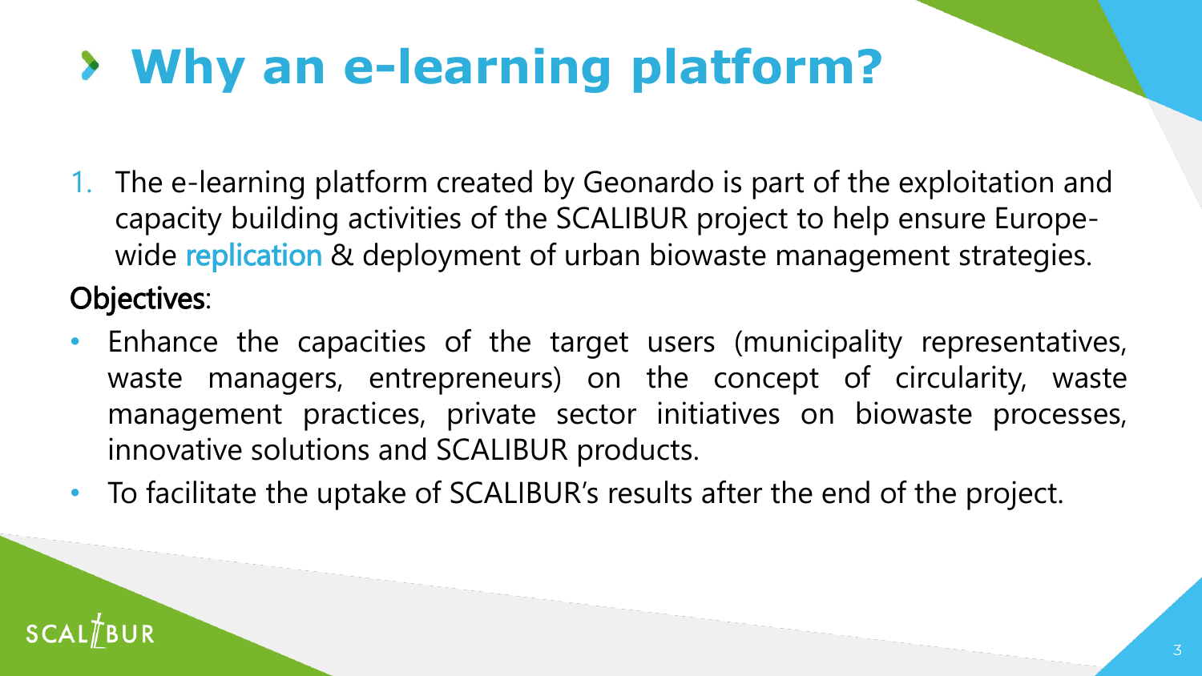# Why an e-learning platform?

1. The e-learning platform created by Geonardo is part of the exploitation and capacity building activities of the SCALIBUR project to help ensure Europe-wide replication & deployment of urban biowaste management strategies.

Objectives:

- Enhance the capacities of the target users (municipality representatives, waste managers, entrepreneurs) on the concept of circularity, waste management practices, private sector initiatives on biowaste processes, innovative solutions and SCALIBUR products.
- To facilitate the uptake of SCALIBUR's results after the end of the project.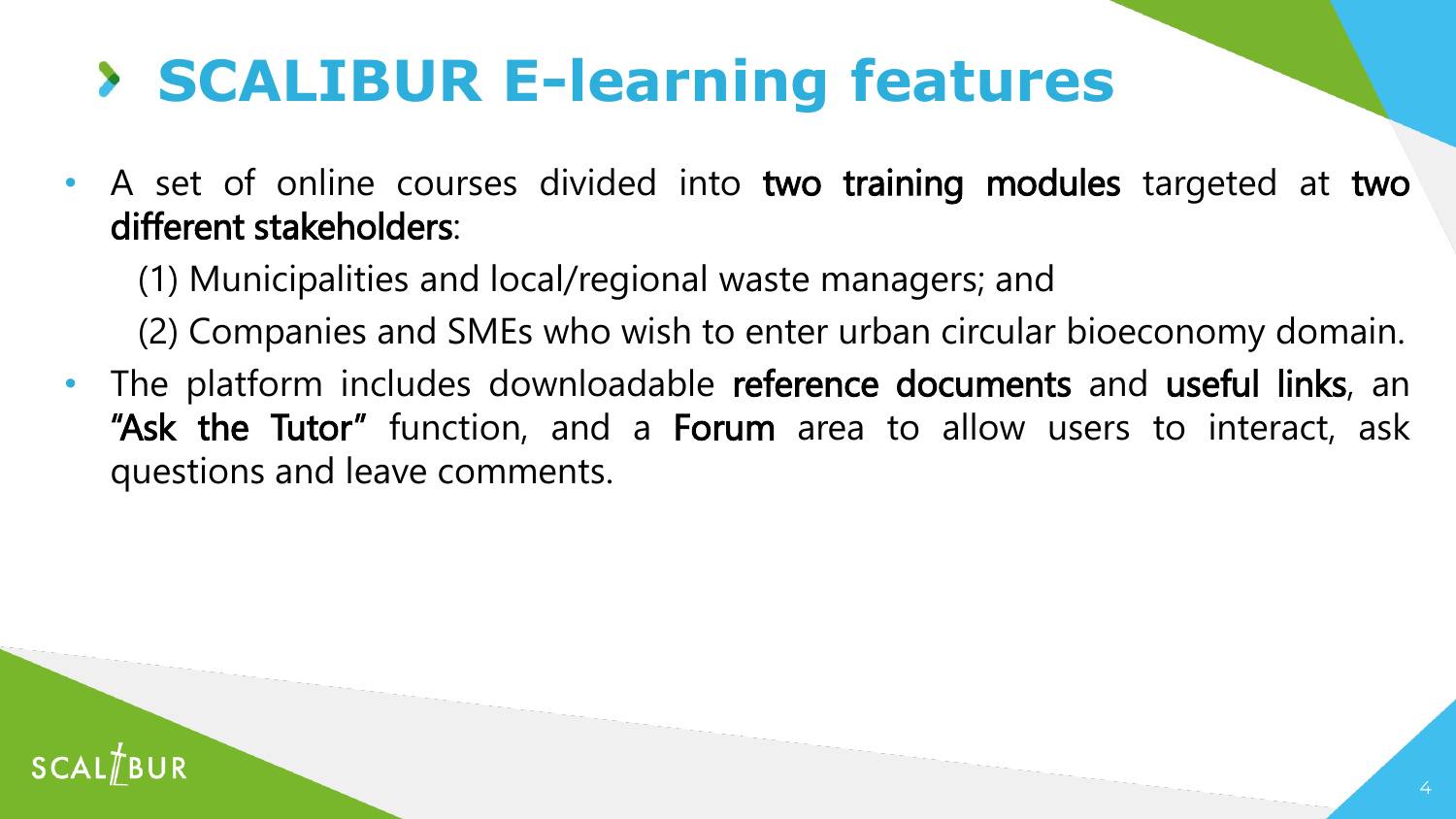# SCALIBUR E-learning features

- A set of online courses divided into **two training modules** targeted at **two different stakeholders**:

  (1) Municipalities and local/regional waste managers; and

  (2) Companies and SMEs who wish to enter urban circular bioeconomy domain.

- The platform includes downloadable **reference documents** and **useful links**, an **"Ask the Tutor"** function, and a **Forum** area to allow users to interact, ask questions and leave comments.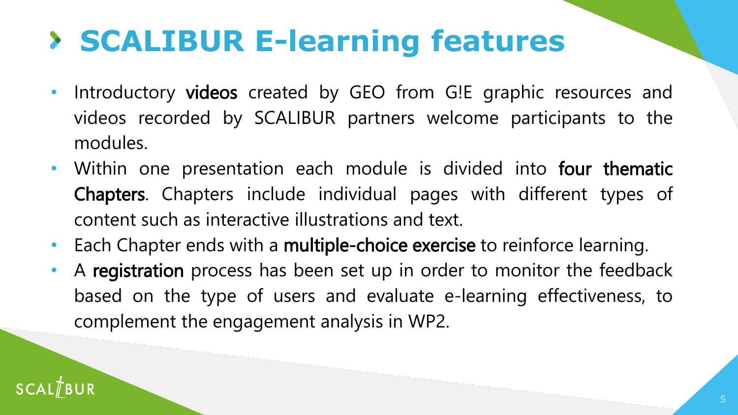# SCALIBUR E-learning features

- Introductory **videos** created by GEO from G!E graphic resources and videos recorded by SCALIBUR partners welcome participants to the modules.
- Within one presentation each module is divided into **four thematic Chapters**. Chapters include individual pages with different types of content such as interactive illustrations and text.
- Each Chapter ends with a **multiple-choice exercise** to reinforce learning.
- A **registration** process has been set up in order to monitor the feedback based on the type of users and evaluate e-learning effectiveness, to complement the engagement analysis in WP2.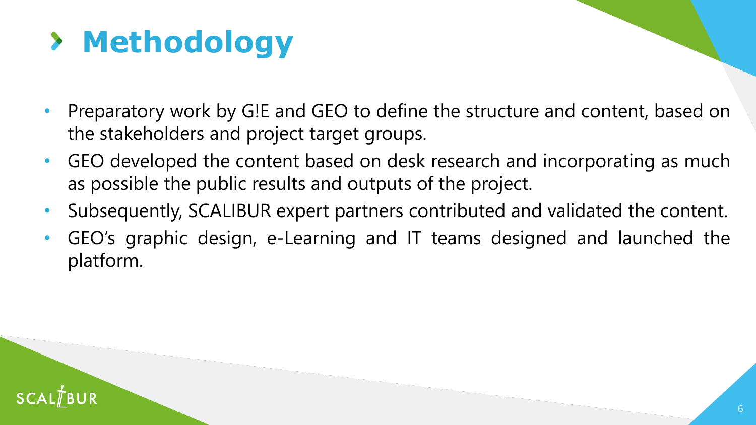# Methodology

- Preparatory work by G!E and GEO to define the structure and content, based on the stakeholders and project target groups.
- GEO developed the content based on desk research and incorporating as much as possible the public results and outputs of the project.
- Subsequently, SCALIBUR expert partners contributed and validated the content.
- GEO's graphic design, e-Learning and IT teams designed and launched the platform.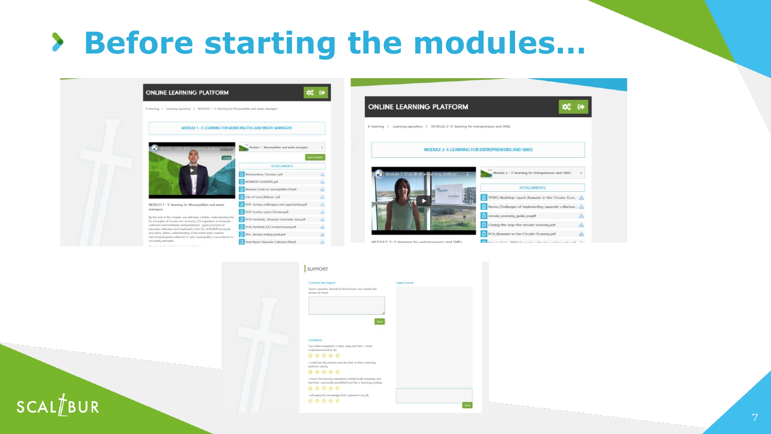# Before starting the modules…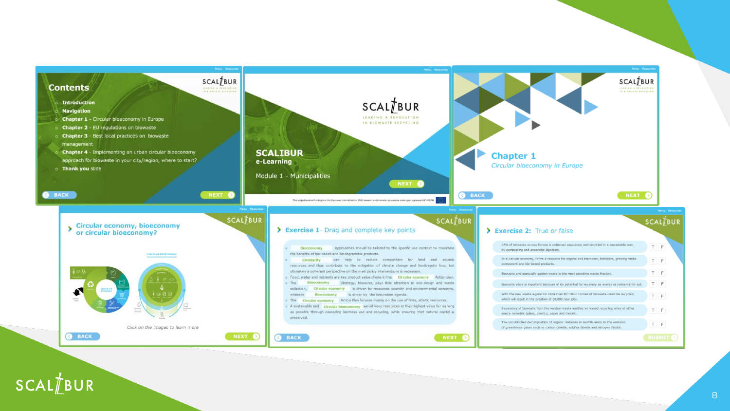## Contents

- Introduction
- Navigation
- Chapter 1 - Circular bioeconomy in Europe
- Chapter 2 - EU regulations on biowaste
- Chapter 3 - Best local practices on biowaste management
- Chapter 4 - Implementing an urban circular bioeconomy approach for biowaste in your city/region, where to start?
- Thank you slide

BACK NEXT

SCALIBUR
LEADING A REVOLUTION IN BIOWASTE RECYCLING

**SCALIBUR e-Learning**

Module 1 - Municipalities

NEXT

This project received funding from the European Union's Horizon 2020 research and innovation programme under grant agreement N° 817788

## Chapter 1

*Circular bioeconomy in Europe*

BACK NEXT

### Circular economy, bioeconomy or circular bioeconomy?

CIRCULAR BIOECONOMY

*Click on the images to learn more*

BACK NEXT

### Exercise 1 - Drag and complete key points

- Bioeconomy approaches should be tailored to the specific use context to maximise the benefits of bio-based and biodegradable products.
- Circularity can help to reduce competition for land and aquatic resources and thus contribute to the mitigation of climate change and biodiversity loss, but ultimately a coherent perspective on the main policy interventions is necessary.
- Food, water and nutrients are key product value chains in the Circular economy Action plan.
- The Bioeconomy Strategy, however, pays little attention to eco-design and waste collection, Circular economy is driven by resources scarcity and environmental concerns, whereas Bioeconomy is driven by the innovation agenda.
- The Circular economy Action Plan focuses mainly on the use of finite, abiotic resources.
- A sustainable and Circular bioeconomy would keep resources at their highest value for as long as possible through cascading biomass use and recycling, while ensuring that natural capital is preserved.

BACK NEXT

### Exercise 2: True or false

| Statement | | |
|---|---|---|
| 45% of biowaste across Europe is collected separately and recycled in a sustainable way by composting and anaerobic digestion. | T | F |
| In a circular economy, forms a resource for organic soil improvers, fertilisers, growing media component and bio-based products. | T | F |
| Biowaste and especially garden waste is the most sensitive waste fraction. | T | F |
| Biowaste plays is important because of its potential for recovery as energy or nutrients for soil. | T | F |
| With the new waste legislation more than 80 million tonnes of biowaste could be recycled, which will result in the creation of 20,000 new jobs. | T | F |
| Separating of biowaste from the residual waste enables increased recycling rates of other waste materials (glass, plastics, paper and metals). | T | F |
| The uncontrolled decomposition of organic materials in landfills leads to the emission of greenhouse gases such as carbon dioxide, sulphur dioxide and nitrogen dioxide. | T | F |

SUBMIT

SCALIBUR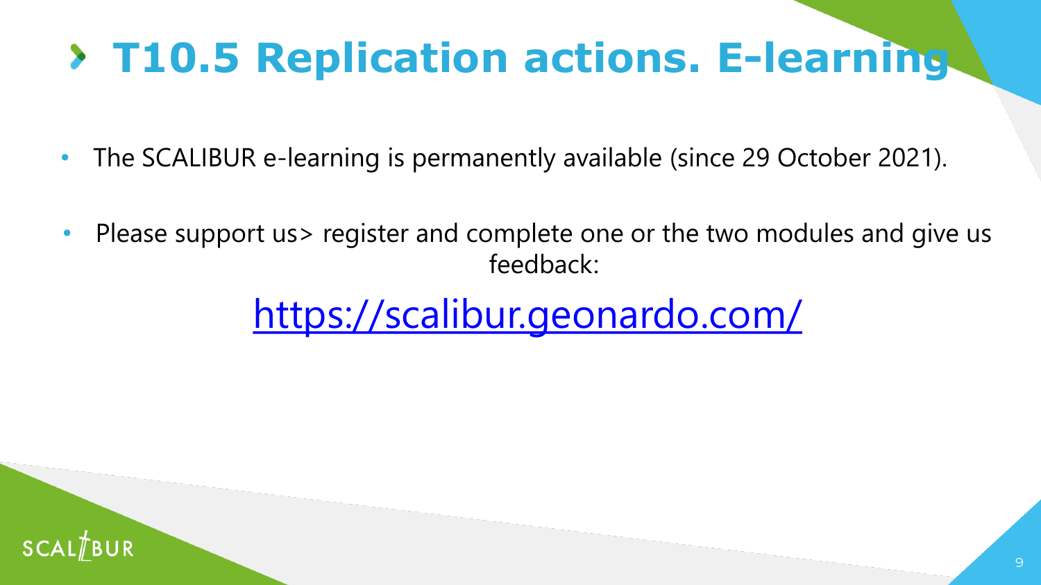# T10.5 Replication actions. E-learning

- The SCALIBUR e-learning is permanently available (since 29 October 2021).
- Please support us> register and complete one or the two modules and give us feedback:

https://scalibur.geonardo.com/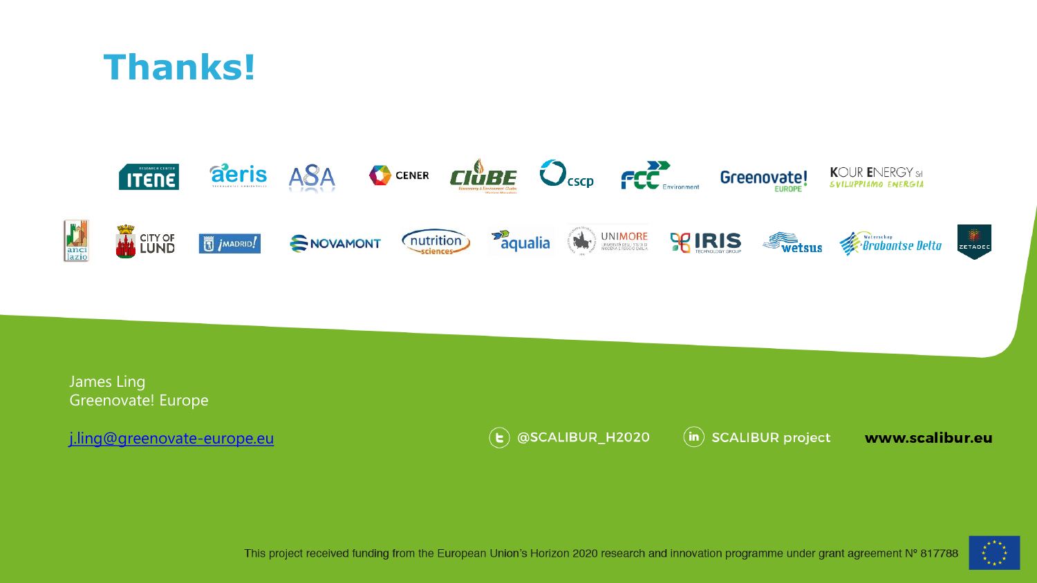# Thanks!

James Ling
Greenovate! Europe

j.ling@greenovate-europe.eu

@SCALIBUR_H2020

SCALIBUR project

**www.scalibur.eu**

This project received funding from the European Union's Horizon 2020 research and innovation programme under grant agreement Nº 817788